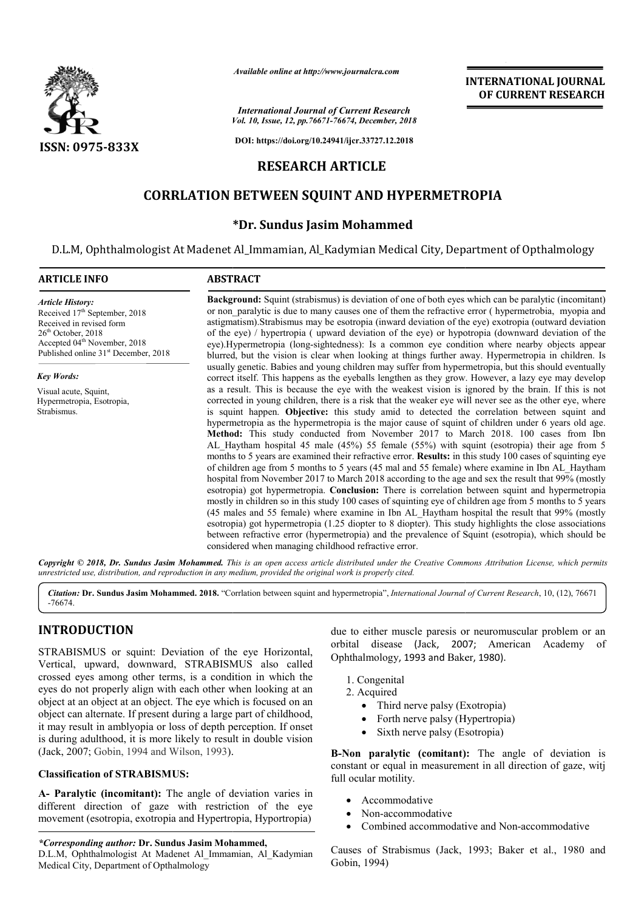*Available online at http://www.journalcra.com*

*International Journal of Current Research*
*Vol. 10, Issue, 12, pp.76671-76674, December, 2018*

**DOI: https://doi.org/10.24941/ijcr.33727.12.2018**

**INTERNATIONAL JOURNAL OF CURRENT RESEARCH**

**ISSN: 0975-833X**

# RESEARCH ARTICLE

# CORRLATION BETWEEN SQUINT AND HYPERMETROPIA

### *Dr. Sundus Jasim Mohammed

D.L.M, Ophthalmologist At Madenet Al_Immamian, Al_Kadymian Medical City, Department of Opthalmology

## ARTICLE INFO

*Article History:*
Received 17th September, 2018
Received in revised form
26th October, 2018
Accepted 04th November, 2018
Published online 31st December, 2018

*Key Words:*
Visual acute, Squint, Hypermetropia, Esotropia, Strabismus.

## ABSTRACT

**Background:** Squint (strabismus) is deviation of one of both eyes which can be paralytic (incomitant) or non_paralytic is due to many causes one of them the refractive error ( hypermetrobia, myopia and astigmatism).Strabismus may be esotropia (inward deviation of the eye) exotropia (outward deviation of the eye) / hypertropia ( upward deviation of the eye) or hypotropia (downward deviation of the eye).Hypermetropia (long-sightedness): Is a common eye condition where nearby objects appear blurred, but the vision is clear when looking at things further away. Hypermetropia in children. Is usually genetic. Babies and young children may suffer from hypermetropia, but this should eventually correct itself. This happens as the eyeballs lengthen as they grow. However, a lazy eye may develop as a result. This is because the eye with the weakest vision is ignored by the brain. If this is not corrected in young children, there is a risk that the weaker eye will never see as the other eye, where is squint happen. **Objective:** this study amid to detected the correlation between squint and hypermetropia as the hypermetropia is the major cause of squint of children under 6 years old age. **Method:** This study conducted from November 2017 to March 2018. 100 cases from Ibn AL_Haytham hospital 45 male (45%) 55 female (55%) with squint (esotropia) their age from 5 months to 5 years are examined their refractive error. **Results:** in this study 100 cases of squinting eye of children age from 5 months to 5 years (45 mal and 55 female) where examine in Ibn AL_Haytham hospital from November 2017 to March 2018 according to the age and sex the result that 99% (mostly esotropia) got hypermetropia. **Conclusion:** There is correlation between squint and hypermetropia mostly in children so in this study 100 cases of squinting eye of children age from 5 months to 5 years (45 males and 55 female) where examine in Ibn AL_Haytham hospital the result that 99% (mostly esotropia) got hypermetropia (1.25 diopter to 8 diopter). This study highlights the close associations between refractive error (hypermetropia) and the prevalence of Squint (esotropia), which should be considered when managing childhood refractive error.

*Copyright © 2018, Dr. Sundus Jasim Mohammed. This is an open access article distributed under the Creative Commons Attribution License, which permits unrestricted use, distribution, and reproduction in any medium, provided the original work is properly cited.*

*Citation:* **Dr. Sundus Jasim Mohammed. 2018.** "Corrlation between squint and hypermetropia", *International Journal of Current Research*, 10, (12), 76671-76674.

## INTRODUCTION

STRABISMUS or squint: Deviation of the eye Horizontal, Vertical, upward, downward, STRABISMUS also called crossed eyes among other terms, is a condition in which the eyes do not properly align with each other when looking at an object at an object at an object. The eye which is focused on an object can alternate. If present during a large part of childhood, it may result in amblyopia or loss of depth perception. If onset is during adulthood, it is more likely to result in double vision (Jack, 2007; Gobin, 1994 and Wilson, 1993).

### Classification of STRABISMUS:

**A- Paralytic (incomitant):** The angle of deviation varies in different direction of gaze with restriction of the eye movement (esotropia, exotropia and Hypertropia, Hyportropia) due to either muscle paresis or neuromuscular problem or an orbital disease (Jack, 2007; American Academy of Ophthalmology, 1993 and Baker, 1980).

1. Congenital
2. Acquired
   - Third nerve palsy (Exotropia)
   - Forth nerve palsy (Hypertropia)
   - Sixth nerve palsy (Esotropia)

**B-Non paralytic (comitant):** The angle of deviation is constant or equal in measurement in all direction of gaze, witj full ocular motility.

- Accommodative
- Non-accommodative
- Combined accommodative and Non-accommodative

Causes of Strabismus (Jack, 1993; Baker et al., 1980 and Gobin, 1994)

*\*Corresponding author:* **Dr. Sundus Jasim Mohammed,**
D.L.M, Ophthalmologist At Madenet Al_Immamian, Al_Kadymian Medical City, Department of Opthalmology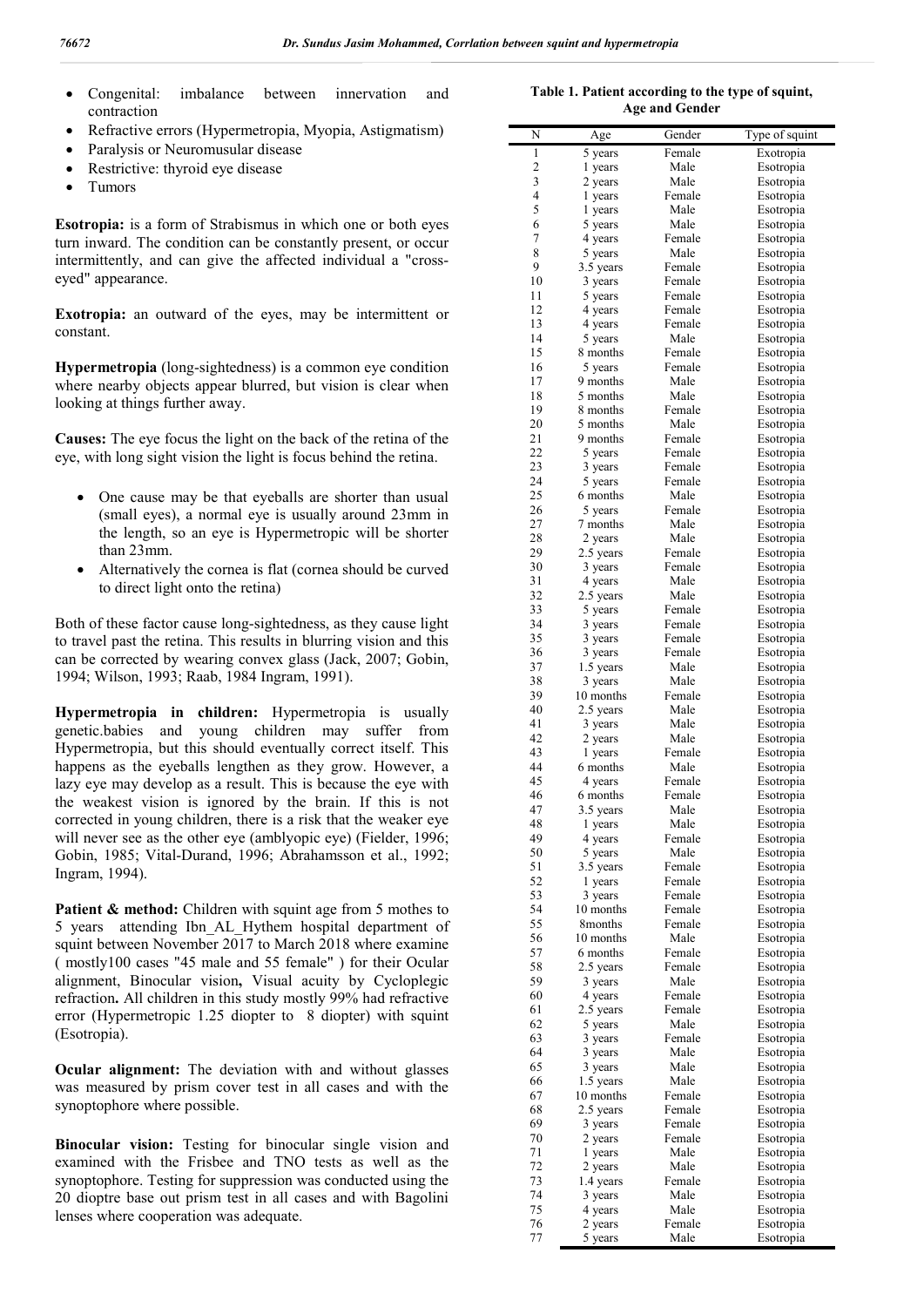- Congenital: imbalance between innervation and contraction
- Refractive errors (Hypermetropia, Myopia, Astigmatism)
- Paralysis or Neuromusular disease
- Restrictive: thyroid eye disease
- Tumors

**Esotropia:** is a form of Strabismus in which one or both eyes turn inward. The condition can be constantly present, or occur intermittently, and can give the affected individual a "cross-eyed" appearance.

**Exotropia:** an outward of the eyes, may be intermittent or constant.

**Hypermetropia** (long-sightedness) is a common eye condition where nearby objects appear blurred, but vision is clear when looking at things further away.

**Causes:** The eye focus the light on the back of the retina of the eye, with long sight vision the light is focus behind the retina.

- One cause may be that eyeballs are shorter than usual (small eyes), a normal eye is usually around 23mm in the length, so an eye is Hypermetropic will be shorter than 23mm.
- Alternatively the cornea is flat (cornea should be curved to direct light onto the retina)

Both of these factor cause long-sightedness, as they cause light to travel past the retina. This results in blurring vision and this can be corrected by wearing convex glass (Jack, 2007; Gobin, 1994; Wilson, 1993; Raab, 1984 Ingram, 1991).

**Hypermetropia in children:** Hypermetropia is usually genetic.babies and young children may suffer from Hypermetropia, but this should eventually correct itself. This happens as the eyeballs lengthen as they grow. However, a lazy eye may develop as a result. This is because the eye with the weakest vision is ignored by the brain. If this is not corrected in young children, there is a risk that the weaker eye will never see as the other eye (amblyopic eye) (Fielder, 1996; Gobin, 1985; Vital-Durand, 1996; Abrahamsson et al., 1992; Ingram, 1994).

**Patient & method:** Children with squint age from 5 mothes to 5 years attending Ibn_AL_Hythem hospital department of squint between November 2017 to March 2018 where examine ( mostly100 cases "45 male and 55 female" ) for their Ocular alignment, Binocular vision**,** Visual acuity by Cycloplegic refraction**.** All children in this study mostly 99% had refractive error (Hypermetropic 1.25 diopter to 8 diopter) with squint (Esotropia).

**Ocular alignment:** The deviation with and without glasses was measured by prism cover test in all cases and with the synoptophore where possible.

**Binocular vision:** Testing for binocular single vision and examined with the Frisbee and TNO tests as well as the synoptophore. Testing for suppression was conducted using the 20 dioptre base out prism test in all cases and with Bagolini lenses where cooperation was adequate.

**Table 1. Patient according to the type of squint, Age and Gender**

| N | Age | Gender | Type of squint |
|---|---|---|---|
| 1 | 5 years | Female | Exotropia |
| 2 | 1 years | Male | Esotropia |
| 3 | 2 years | Male | Esotropia |
| 4 | 1 years | Female | Esotropia |
| 5 | 1 years | Male | Esotropia |
| 6 | 5 years | Male | Esotropia |
| 7 | 4 years | Female | Esotropia |
| 8 | 5 years | Male | Esotropia |
| 9 | 3.5 years | Female | Esotropia |
| 10 | 3 years | Female | Esotropia |
| 11 | 5 years | Female | Esotropia |
| 12 | 4 years | Female | Esotropia |
| 13 | 4 years | Female | Esotropia |
| 14 | 5 years | Male | Esotropia |
| 15 | 8 months | Female | Esotropia |
| 16 | 5 years | Female | Esotropia |
| 17 | 9 months | Male | Esotropia |
| 18 | 5 months | Male | Esotropia |
| 19 | 8 months | Female | Esotropia |
| 20 | 5 months | Male | Esotropia |
| 21 | 9 months | Female | Esotropia |
| 22 | 5 years | Female | Esotropia |
| 23 | 3 years | Female | Esotropia |
| 24 | 5 years | Female | Esotropia |
| 25 | 6 months | Male | Esotropia |
| 26 | 5 years | Female | Esotropia |
| 27 | 7 months | Male | Esotropia |
| 28 | 2 years | Male | Esotropia |
| 29 | 2.5 years | Female | Esotropia |
| 30 | 3 years | Female | Esotropia |
| 31 | 4 years | Male | Esotropia |
| 32 | 2.5 years | Male | Esotropia |
| 33 | 5 years | Female | Esotropia |
| 34 | 3 years | Female | Esotropia |
| 35 | 3 years | Female | Esotropia |
| 36 | 3 years | Female | Esotropia |
| 37 | 1.5 years | Male | Esotropia |
| 38 | 3 years | Male | Esotropia |
| 39 | 10 months | Female | Esotropia |
| 40 | 2.5 years | Male | Esotropia |
| 41 | 3 years | Male | Esotropia |
| 42 | 2 years | Male | Esotropia |
| 43 | 1 years | Female | Esotropia |
| 44 | 6 months | Male | Esotropia |
| 45 | 4 years | Female | Esotropia |
| 46 | 6 months | Female | Esotropia |
| 47 | 3.5 years | Male | Esotropia |
| 48 | 1 years | Male | Esotropia |
| 49 | 4 years | Female | Esotropia |
| 50 | 5 years | Male | Esotropia |
| 51 | 3.5 years | Female | Esotropia |
| 52 | 1 years | Female | Esotropia |
| 53 | 3 years | Female | Esotropia |
| 54 | 10 months | Female | Esotropia |
| 55 | 8months | Female | Esotropia |
| 56 | 10 months | Male | Esotropia |
| 57 | 6 months | Female | Esotropia |
| 58 | 2.5 years | Female | Esotropia |
| 59 | 3 years | Male | Esotropia |
| 60 | 4 years | Female | Esotropia |
| 61 | 2.5 years | Female | Esotropia |
| 62 | 5 years | Male | Esotropia |
| 63 | 3 years | Female | Esotropia |
| 64 | 3 years | Male | Esotropia |
| 65 | 3 years | Male | Esotropia |
| 66 | 1.5 years | Male | Esotropia |
| 67 | 10 months | Female | Esotropia |
| 68 | 2.5 years | Female | Esotropia |
| 69 | 3 years | Female | Esotropia |
| 70 | 2 years | Female | Esotropia |
| 71 | 1 years | Male | Esotropia |
| 72 | 2 years | Male | Esotropia |
| 73 | 1.4 years | Female | Esotropia |
| 74 | 3 years | Male | Esotropia |
| 75 | 4 years | Male | Esotropia |
| 76 | 2 years | Female | Esotropia |
| 77 | 5 years | Male | Esotropia |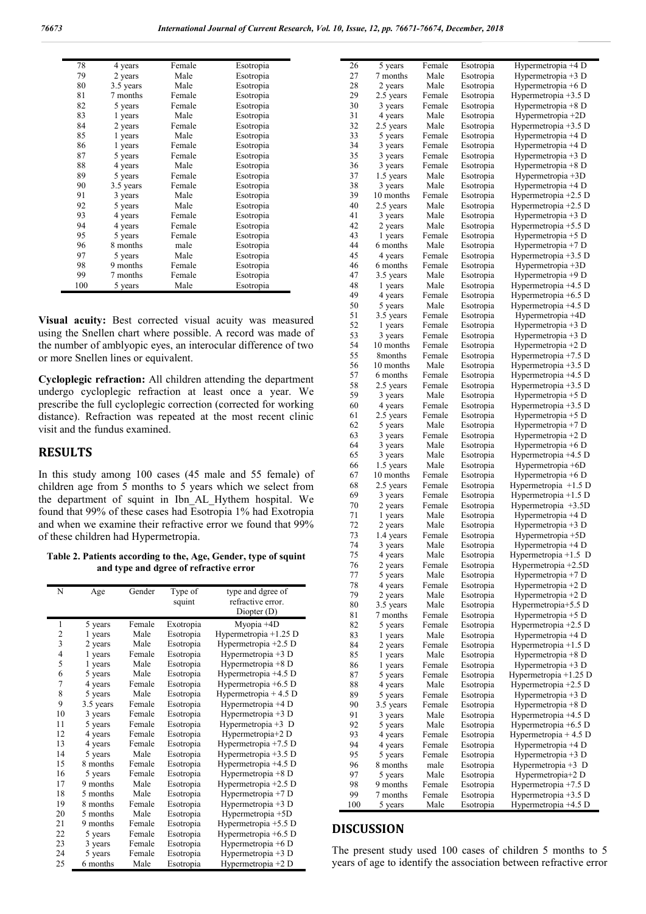| 78 | 4 years | Female | Esotropia |
|---|---|---|---|
| 79 | 2 years | Male | Esotropia |
| 80 | 3.5 years | Male | Esotropia |
| 81 | 7 months | Female | Esotropia |
| 82 | 5 years | Female | Esotropia |
| 83 | 1 years | Male | Esotropia |
| 84 | 2 years | Female | Esotropia |
| 85 | 1 years | Male | Esotropia |
| 86 | 1 years | Female | Esotropia |
| 87 | 5 years | Female | Esotropia |
| 88 | 4 years | Male | Esotropia |
| 89 | 5 years | Female | Esotropia |
| 90 | 3.5 years | Female | Esotropia |
| 91 | 3 years | Male | Esotropia |
| 92 | 5 years | Male | Esotropia |
| 93 | 4 years | Female | Esotropia |
| 94 | 4 years | Female | Esotropia |
| 95 | 5 years | Female | Esotropia |
| 96 | 8 months | male | Esotropia |
| 97 | 5 years | Male | Esotropia |
| 98 | 9 months | Female | Esotropia |
| 99 | 7 months | Female | Esotropia |
| 100 | 5 years | Male | Esotropia |

**Visual acuity:** Best corrected visual acuity was measured using the Snellen chart where possible. A record was made of the number of amblyopic eyes, an interocular difference of two or more Snellen lines or equivalent.

**Cycloplegic refraction:** All children attending the department undergo cycloplegic refraction at least once a year. We prescribe the full cycloplegic correction (corrected for working distance). Refraction was repeated at the most recent clinic visit and the fundus examined.

## RESULTS

In this study among 100 cases (45 male and 55 female) of children age from 5 months to 5 years which we select from the department of squint in Ibn_AL_Hythem hospital. We found that 99% of these cases had Esotropia 1% had Exotropia and when we examine their refractive error we found that 99% of these children had Hypermetropia.

**Table 2. Patients according to the, Age, Gender, type of squint and type and dgree of refractive error**

| N | Age | Gender | Type of squint | type and dgree of refractive error. Diopter (D) |
|---|---|---|---|---|
| 1 | 5 years | Female | Exotropia | Myopia +4D |
| 2 | 1 years | Male | Esotropia | Hypermetropia +1.25 D |
| 3 | 2 years | Male | Esotropia | Hypermetropia +2.5 D |
| 4 | 1 years | Female | Esotropia | Hypermetropia +3 D |
| 5 | 1 years | Male | Esotropia | Hypermetropia +8 D |
| 6 | 5 years | Male | Esotropia | Hypermetropia +4.5 D |
| 7 | 4 years | Female | Esotropia | Hypermetropia +6.5 D |
| 8 | 5 years | Male | Esotropia | Hypermetropia + 4.5 D |
| 9 | 3.5 years | Female | Esotropia | Hypermetropia +4 D |
| 10 | 3 years | Female | Esotropia | Hypermetropia +3 D |
| 11 | 5 years | Female | Esotropia | Hypermetropia +3 D |
| 12 | 4 years | Female | Esotropia | Hypermetropia+2 D |
| 13 | 4 years | Female | Esotropia | Hypermetropia +7.5 D |
| 14 | 5 years | Male | Esotropia | Hypermetropia +3.5 D |
| 15 | 8 months | Female | Esotropia | Hypermetropia +4.5 D |
| 16 | 5 years | Female | Esotropia | Hypermetropia +8 D |
| 17 | 9 months | Male | Esotropia | Hypermetropia +2.5 D |
| 18 | 5 months | Male | Esotropia | Hypermetropia +7 D |
| 19 | 8 months | Female | Esotropia | Hypermetropia +3 D |
| 20 | 5 months | Male | Esotropia | Hypermetropia +5D |
| 21 | 9 months | Female | Esotropia | Hypermetropia +5.5 D |
| 22 | 5 years | Female | Esotropia | Hypermetropia +6.5 D |
| 23 | 3 years | Female | Esotropia | Hypermetropia +6 D |
| 24 | 5 years | Female | Esotropia | Hypermetropia +3 D |
| 25 | 6 months | Male | Esotropia | Hypermetropia +2 D |
| 26 | 5 years | Female | Esotropia | Hypermetropia +4 D |
| 27 | 7 months | Male | Esotropia | Hypermetropia +3 D |
| 28 | 2 years | Male | Esotropia | Hypermetropia +6 D |
| 29 | 2.5 years | Female | Esotropia | Hypermetropia +3.5 D |
| 30 | 3 years | Female | Esotropia | Hypermetropia +8 D |
| 31 | 4 years | Male | Esotropia | Hypermetropia +2D |
| 32 | 2.5 years | Male | Esotropia | Hypermetropia +3.5 D |
| 33 | 5 years | Female | Esotropia | Hypermetropia +4 D |
| 34 | 3 years | Female | Esotropia | Hypermetropia +4 D |
| 35 | 3 years | Female | Esotropia | Hypermetropia +3 D |
| 36 | 3 years | Female | Esotropia | Hypermetropia +8 D |
| 37 | 1.5 years | Male | Esotropia | Hypermetropia +3D |
| 38 | 3 years | Male | Esotropia | Hypermetropia +4 D |
| 39 | 10 months | Female | Esotropia | Hypermetropia +2.5 D |
| 40 | 2.5 years | Male | Esotropia | Hypermetropia +2.5 D |
| 41 | 3 years | Male | Esotropia | Hypermetropia +3 D |
| 42 | 2 years | Male | Esotropia | Hypermetropia +5.5 D |
| 43 | 1 years | Female | Esotropia | Hypermetropia +5 D |
| 44 | 6 months | Male | Esotropia | Hypermetropia +7 D |
| 45 | 4 years | Female | Esotropia | Hypermetropia +3.5 D |
| 46 | 6 months | Female | Esotropia | Hypermetropia +3D |
| 47 | 3.5 years | Male | Esotropia | Hypermetropia +9 D |
| 48 | 1 years | Male | Esotropia | Hypermetropia +4.5 D |
| 49 | 4 years | Female | Esotropia | Hypermetropia +6.5 D |
| 50 | 5 years | Male | Esotropia | Hypermetropia +4.5 D |
| 51 | 3.5 years | Female | Esotropia | Hypermetropia +4D |
| 52 | 1 years | Female | Esotropia | Hypermetropia +3 D |
| 53 | 3 years | Female | Esotropia | Hypermetropia +3 D |
| 54 | 10 months | Female | Esotropia | Hypermetropia +2 D |
| 55 | 8months | Female | Esotropia | Hypermetropia +7.5 D |
| 56 | 10 months | Male | Esotropia | Hypermetropia +3.5 D |
| 57 | 6 months | Female | Esotropia | Hypermetropia +4.5 D |
| 58 | 2.5 years | Female | Esotropia | Hypermetropia +3.5 D |
| 59 | 3 years | Male | Esotropia | Hypermetropia +5 D |
| 60 | 4 years | Female | Esotropia | Hypermetropia +3.5 D |
| 61 | 2.5 years | Female | Esotropia | Hypermetropia +5 D |
| 62 | 5 years | Male | Esotropia | Hypermetropia +7 D |
| 63 | 3 years | Female | Esotropia | Hypermetropia +2 D |
| 64 | 3 years | Male | Esotropia | Hypermetropia +6 D |
| 65 | 3 years | Male | Esotropia | Hypermetropia +4.5 D |
| 66 | 1.5 years | Male | Esotropia | Hypermetropia +6D |
| 67 | 10 months | Female | Esotropia | Hypermetropia +6 D |
| 68 | 2.5 years | Female | Esotropia | Hypermetropia +1.5 D |
| 69 | 3 years | Female | Esotropia | Hypermetropia +1.5 D |
| 70 | 2 years | Female | Esotropia | Hypermetropia +3.5D |
| 71 | 1 years | Male | Esotropia | Hypermetropia +4 D |
| 72 | 2 years | Male | Esotropia | Hypermetropia +3 D |
| 73 | 1.4 years | Female | Esotropia | Hypermetropia +5D |
| 74 | 3 years | Male | Esotropia | Hypermetropia +4 D |
| 75 | 4 years | Male | Esotropia | Hypermetropia +1.5 D |
| 76 | 2 years | Female | Esotropia | Hypermetropia +2.5D |
| 77 | 5 years | Male | Esotropia | Hypermetropia +7 D |
| 78 | 4 years | Female | Esotropia | Hypermetropia +2 D |
| 79 | 2 years | Male | Esotropia | Hypermetropia +2 D |
| 80 | 3.5 years | Male | Esotropia | Hypermetropia+5.5 D |
| 81 | 7 months | Female | Esotropia | Hypermetropia +5 D |
| 82 | 5 years | Female | Esotropia | Hypermetropia +2.5 D |
| 83 | 1 years | Male | Esotropia | Hypermetropia +4 D |
| 84 | 2 years | Female | Esotropia | Hypermetropia +1.5 D |
| 85 | 1 years | Male | Esotropia | Hypermetropia +8 D |
| 86 | 1 years | Female | Esotropia | Hypermetropia +3 D |
| 87 | 5 years | Female | Esotropia | Hypermetropia +1.25 D |
| 88 | 4 years | Male | Esotropia | Hypermetropia +2.5 D |
| 89 | 5 years | Female | Esotropia | Hypermetropia +3 D |
| 90 | 3.5 years | Female | Esotropia | Hypermetropia +8 D |
| 91 | 3 years | Male | Esotropia | Hypermetropia +4.5 D |
| 92 | 5 years | Male | Esotropia | Hypermetropia +6.5 D |
| 93 | 4 years | Female | Esotropia | Hypermetropia + 4.5 D |
| 94 | 4 years | Female | Esotropia | Hypermetropia +4 D |
| 95 | 5 years | Female | Esotropia | Hypermetropia +3 D |
| 96 | 8 months | male | Esotropia | Hypermetropia +3 D |
| 97 | 5 years | Male | Esotropia | Hypermetropia+2 D |
| 98 | 9 months | Female | Esotropia | Hypermetropia +7.5 D |
| 99 | 7 months | Female | Esotropia | Hypermetropia +3.5 D |
| 100 | 5 years | Male | Esotropia | Hypermetropia +4.5 D |

## DISCUSSION

The present study used 100 cases of children 5 months to 5 years of age to identify the association between refractive error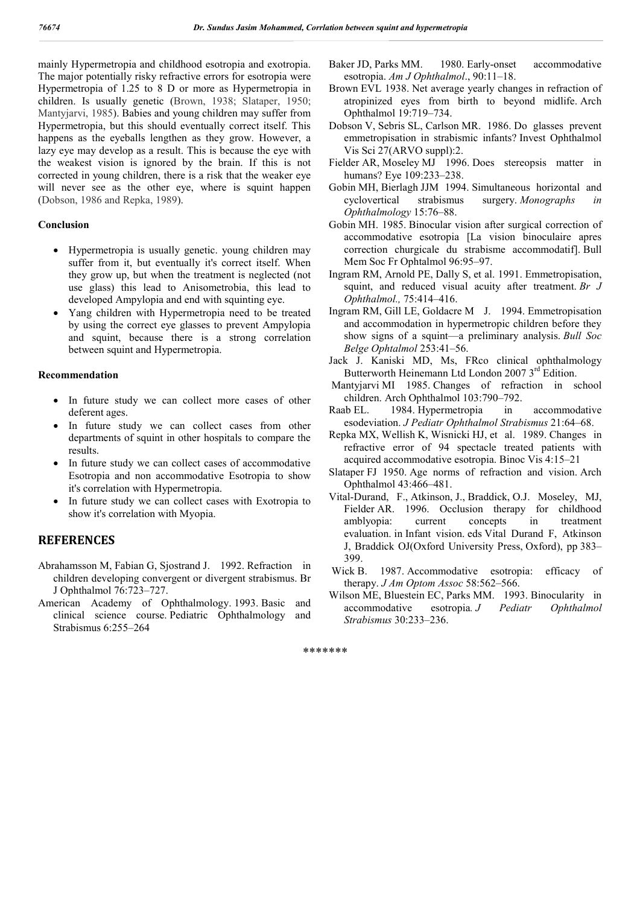mainly Hypermetropia and childhood esotropia and exotropia. The major potentially risky refractive errors for esotropia were Hypermetropia of 1.25 to 8 D or more as Hypermetropia in children. Is usually genetic (Brown, 1938; Slataper, 1950; Mantyjarvi, 1985). Babies and young children may suffer from Hypermetropia, but this should eventually correct itself. This happens as the eyeballs lengthen as they grow. However, a lazy eye may develop as a result. This is because the eye with the weakest vision is ignored by the brain. If this is not corrected in young children, there is a risk that the weaker eye will never see as the other eye, where is squint happen (Dobson, 1986 and Repka, 1989).

## Conclusion

- Hypermetropia is usually genetic. young children may suffer from it, but eventually it's correct itself. When they grow up, but when the treatment is neglected (not use glass) this lead to Anisometrobia, this lead to developed Ampylopia and end with squinting eye.
- Yang children with Hypermetropia need to be treated by using the correct eye glasses to prevent Ampylopia and squint, because there is a strong correlation between squint and Hypermetropia.

## Recommendation

- In future study we can collect more cases of other deferent ages.
- In future study we can collect cases from other departments of squint in other hospitals to compare the results.
- In future study we can collect cases of accommodative Esotropia and non accommodative Esotropia to show it's correlation with Hypermetropia.
- In future study we can collect cases with Exotropia to show it's correlation with Myopia.

## REFERENCES

Abrahamsson M, Fabian G, Sjostrand J. 1992. Refraction in children developing convergent or divergent strabismus. Br J Ophthalmol 76:723–727.

American Academy of Ophthalmology. 1993. Basic and clinical science course. Pediatric Ophthalmology and Strabismus 6:255–264

Baker JD, Parks MM. 1980. Early-onset accommodative esotropia. *Am J Ophthalmol*., 90:11–18.

Brown EVL 1938. Net average yearly changes in refraction of atropinized eyes from birth to beyond midlife. Arch Ophthalmol 19:719–734.

Dobson V, Sebris SL, Carlson MR. 1986. Do glasses prevent emmetropisation in strabismic infants? Invest Ophthalmol Vis Sci 27(ARVO suppl):2.

Fielder AR, Moseley MJ 1996. Does stereopsis matter in humans? Eye 109:233–238.

Gobin MH, Bierlagh JJM 1994. Simultaneous horizontal and cyclovertical strabismus surgery. *Monographs in Ophthalmology* 15:76–88.

Gobin MH. 1985. Binocular vision after surgical correction of accommodative esotropia [La vision binoculaire apres correction churgicale du strabisme accommodatif]. Bull Mem Soc Fr Ophtalmol 96:95–97.

Ingram RM, Arnold PE, Dally S, et al. 1991. Emmetropisation, squint, and reduced visual acuity after treatment. *Br J Ophthalmol.,* 75:414–416.

Ingram RM, Gill LE, Goldacre M J. 1994. Emmetropisation and accommodation in hypermetropic children before they show signs of a squint—a preliminary analysis. *Bull Soc Belge Ophtalmol* 253:41–56.

Jack J. Kaniski MD, Ms, FRco clinical ophthalmology Butterworth Heinemann Ltd London 2007 3rd Edition.

Mantyjarvi MI 1985. Changes of refraction in school children. Arch Ophthalmol 103:790–792.

Raab EL. 1984. Hypermetropia in accommodative esodeviation. *J Pediatr Ophthalmol Strabismus* 21:64–68.

Repka MX, Wellish K, Wisnicki HJ, et al. 1989. Changes in refractive error of 94 spectacle treated patients with acquired accommodative esotropia. Binoc Vis 4:15–21

Slataper FJ 1950. Age norms of refraction and vision. Arch Ophthalmol 43:466–481.

Vital-Durand, F., Atkinson, J., Braddick, O.J. Moseley, MJ, Fielder AR. 1996. Occlusion therapy for childhood amblyopia: current concepts in treatment evaluation. in Infant vision. eds Vital Durand F, Atkinson J, Braddick OJ(Oxford University Press, Oxford), pp 383–399.

Wick B. 1987. Accommodative esotropia: efficacy of therapy. *J Am Optom Assoc* 58:562–566.

Wilson ME, Bluestein EC, Parks MM. 1993. Binocularity in accommodative esotropia*. J Pediatr Ophthalmol Strabismus* 30:233–236.

\*\*\*\*\*\*\*